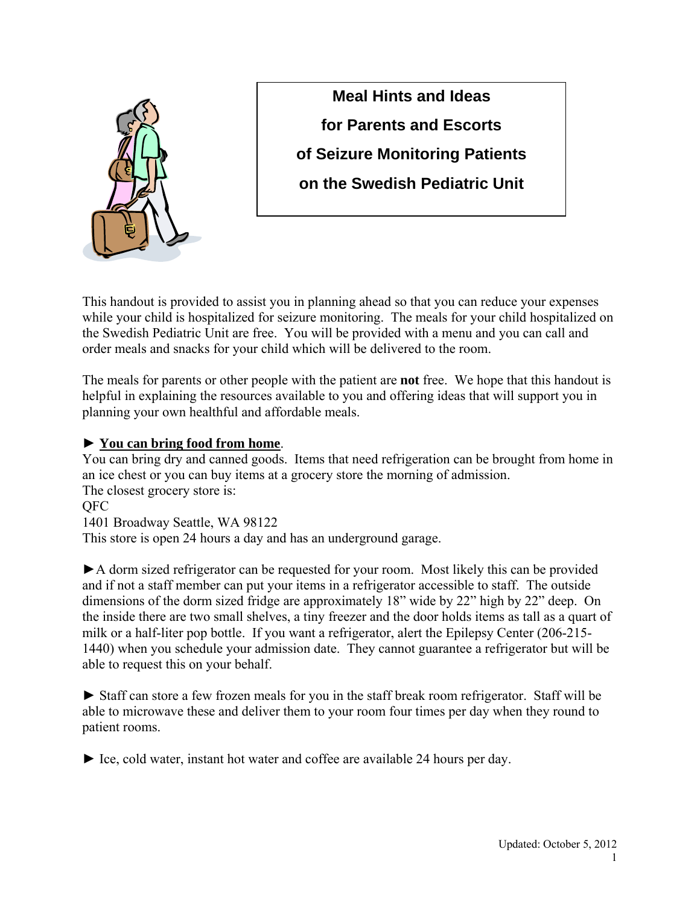# Meal Hints and Ideas for Parents and Escorts of Seizure Monitoring Patients on the Swedish Pediatric Unit

This handout is provided to assist you in planning ahead so that you can reduce your expenses while your child is hospitalized for seizure monitoring. The meals for your child hospitalized on the Swedish Pediatric Unit are free. You will be provided with a menu and you can call and order meals and snacks for your child which will be delivered to the room.

The meals for parents or other people with the patient are **not** free. We hope that this handout is helpful in explaining the resources available to you and offering ideas that will support you in planning your own healthful and affordable meals.

► **<u>You can bring food from home</u>**.
You can bring dry and canned goods. Items that need refrigeration can be brought from home in an ice chest or you can buy items at a grocery store the morning of admission.
The closest grocery store is:
QFC
1401 Broadway Seattle, WA 98122
This store is open 24 hours a day and has an underground garage.

►A dorm sized refrigerator can be requested for your room. Most likely this can be provided and if not a staff member can put your items in a refrigerator accessible to staff. The outside dimensions of the dorm sized fridge are approximately 18" wide by 22" high by 22" deep. On the inside there are two small shelves, a tiny freezer and the door holds items as tall as a quart of milk or a half-liter pop bottle. If you want a refrigerator, alert the Epilepsy Center (206-215-1440) when you schedule your admission date. They cannot guarantee a refrigerator but will be able to request this on your behalf.

► Staff can store a few frozen meals for you in the staff break room refrigerator. Staff will be able to microwave these and deliver them to your room four times per day when they round to patient rooms.

► Ice, cold water, instant hot water and coffee are available 24 hours per day.

Updated: October 5, 2012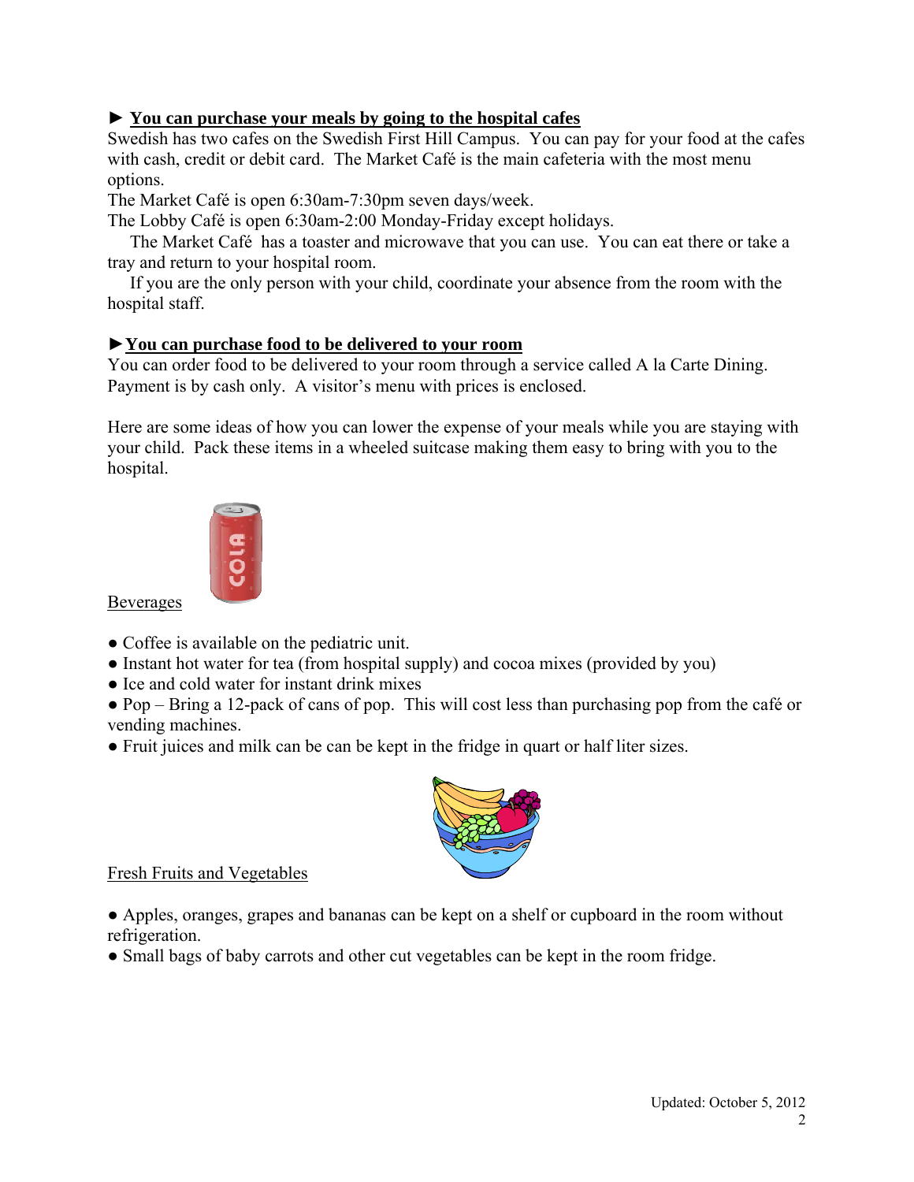► **<u>You can purchase your meals by going to the hospital cafes</u>**

Swedish has two cafes on the Swedish First Hill Campus. You can pay for your food at the cafes with cash, credit or debit card. The Market Café is the main cafeteria with the most menu options.

The Market Café is open 6:30am-7:30pm seven days/week.

The Lobby Café is open 6:30am-2:00 Monday-Friday except holidays.

The Market Café has a toaster and microwave that you can use. You can eat there or take a tray and return to your hospital room.

If you are the only person with your child, coordinate your absence from the room with the hospital staff.

► **<u>You can purchase food to be delivered to your room</u>**

You can order food to be delivered to your room through a service called A la Carte Dining. Payment is by cash only. A visitor's menu with prices is enclosed.

Here are some ideas of how you can lower the expense of your meals while you are staying with your child. Pack these items in a wheeled suitcase making them easy to bring with you to the hospital.

<u>Beverages</u>

- Coffee is available on the pediatric unit.
- Instant hot water for tea (from hospital supply) and cocoa mixes (provided by you)
- Ice and cold water for instant drink mixes
- Pop – Bring a 12-pack of cans of pop. This will cost less than purchasing pop from the café or vending machines.
- Fruit juices and milk can be can be kept in the fridge in quart or half liter sizes.

<u>Fresh Fruits and Vegetables</u>

- Apples, oranges, grapes and bananas can be kept on a shelf or cupboard in the room without refrigeration.
- Small bags of baby carrots and other cut vegetables can be kept in the room fridge.

Updated: October 5, 2012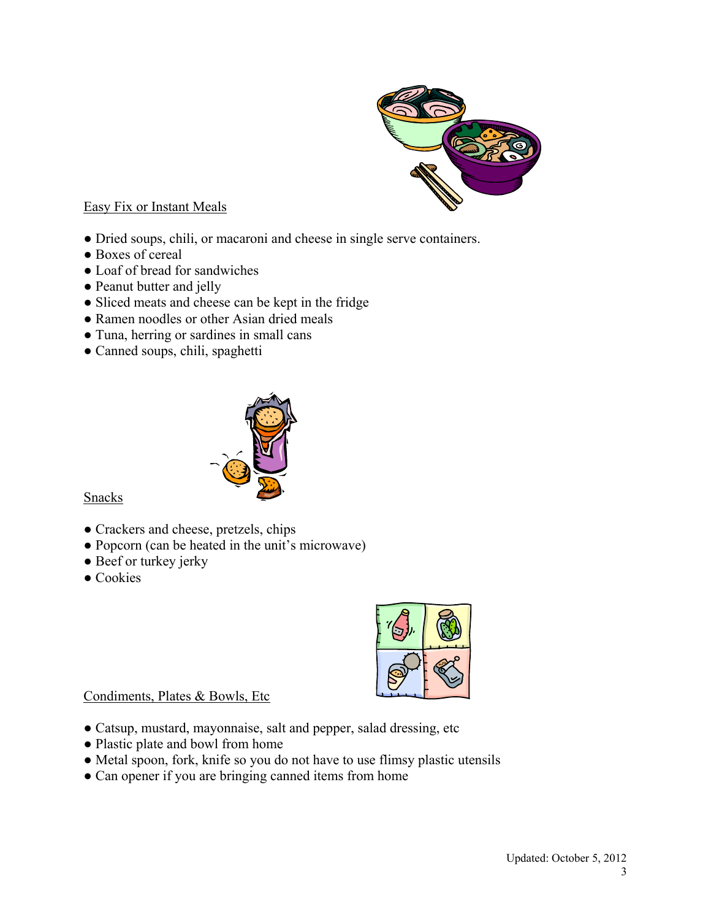Easy Fix or Instant Meals

- Dried soups, chili, or macaroni and cheese in single serve containers.
- Boxes of cereal
- Loaf of bread for sandwiches
- Peanut butter and jelly
- Sliced meats and cheese can be kept in the fridge
- Ramen noodles or other Asian dried meals
- Tuna, herring or sardines in small cans
- Canned soups, chili, spaghetti

Snacks

- Crackers and cheese, pretzels, chips
- Popcorn (can be heated in the unit's microwave)
- Beef or turkey jerky
- Cookies

Condiments, Plates & Bowls, Etc

- Catsup, mustard, mayonnaise, salt and pepper, salad dressing, etc
- Plastic plate and bowl from home
- Metal spoon, fork, knife so you do not have to use flimsy plastic utensils
- Can opener if you are bringing canned items from home

Updated: October 5, 2012